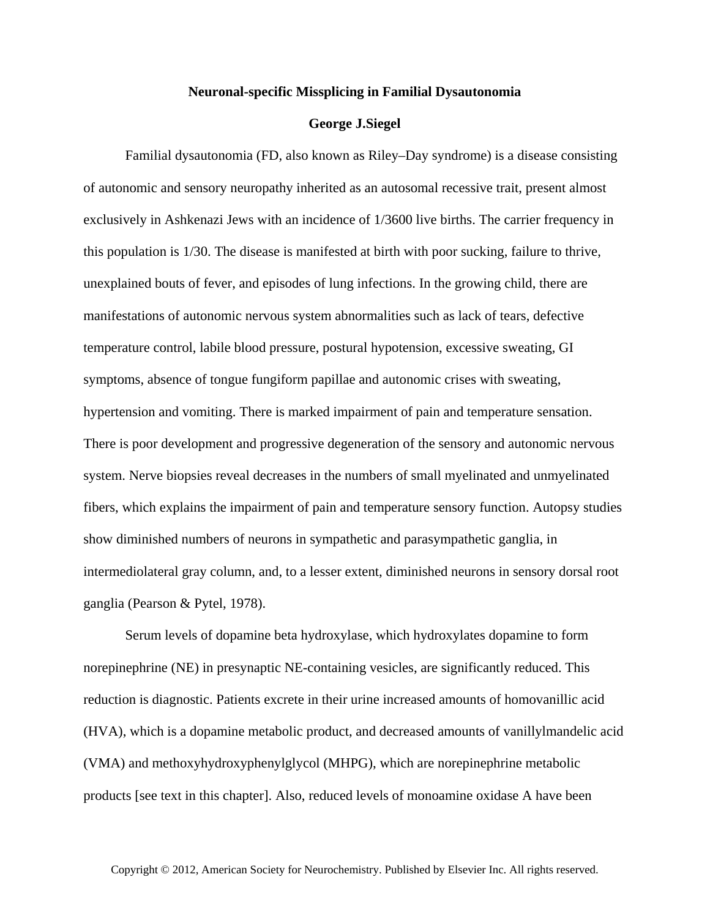# Neuronal-specific Missplicing in Familial Dysautonomia

**George J.Siegel**

Familial dysautonomia (FD, also known as Riley–Day syndrome) is a disease consisting of autonomic and sensory neuropathy inherited as an autosomal recessive trait, present almost exclusively in Ashkenazi Jews with an incidence of 1/3600 live births. The carrier frequency in this population is 1/30. The disease is manifested at birth with poor sucking, failure to thrive, unexplained bouts of fever, and episodes of lung infections. In the growing child, there are manifestations of autonomic nervous system abnormalities such as lack of tears, defective temperature control, labile blood pressure, postural hypotension, excessive sweating, GI symptoms, absence of tongue fungiform papillae and autonomic crises with sweating, hypertension and vomiting. There is marked impairment of pain and temperature sensation. There is poor development and progressive degeneration of the sensory and autonomic nervous system. Nerve biopsies reveal decreases in the numbers of small myelinated and unmyelinated fibers, which explains the impairment of pain and temperature sensory function. Autopsy studies show diminished numbers of neurons in sympathetic and parasympathetic ganglia, in intermediolateral gray column, and, to a lesser extent, diminished neurons in sensory dorsal root ganglia (Pearson & Pytel, 1978).

Serum levels of dopamine beta hydroxylase, which hydroxylates dopamine to form norepinephrine (NE) in presynaptic NE-containing vesicles, are significantly reduced. This reduction is diagnostic. Patients excrete in their urine increased amounts of homovanillic acid (HVA), which is a dopamine metabolic product, and decreased amounts of vanillylmandelic acid (VMA) and methoxyhydroxyphenylglycol (MHPG), which are norepinephrine metabolic products [see text in this chapter]. Also, reduced levels of monoamine oxidase A have been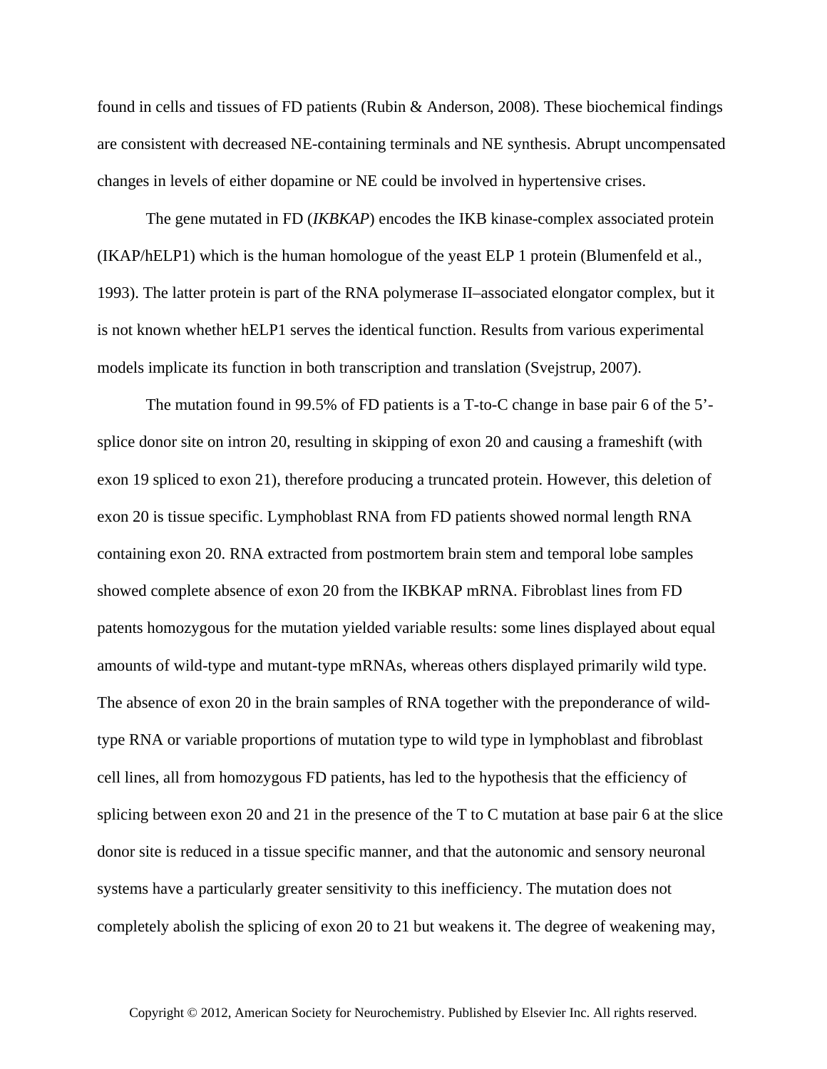found in cells and tissues of FD patients (Rubin & Anderson, 2008). These biochemical findings are consistent with decreased NE-containing terminals and NE synthesis. Abrupt uncompensated changes in levels of either dopamine or NE could be involved in hypertensive crises.

The gene mutated in FD (*IKBKAP*) encodes the IKB kinase-complex associated protein (IKAP/hELP1) which is the human homologue of the yeast ELP 1 protein (Blumenfeld et al., 1993). The latter protein is part of the RNA polymerase II–associated elongator complex, but it is not known whether hELP1 serves the identical function. Results from various experimental models implicate its function in both transcription and translation (Svejstrup, 2007).

The mutation found in 99.5% of FD patients is a T-to-C change in base pair 6 of the 5'-splice donor site on intron 20, resulting in skipping of exon 20 and causing a frameshift (with exon 19 spliced to exon 21), therefore producing a truncated protein. However, this deletion of exon 20 is tissue specific. Lymphoblast RNA from FD patients showed normal length RNA containing exon 20. RNA extracted from postmortem brain stem and temporal lobe samples showed complete absence of exon 20 from the IKBKAP mRNA. Fibroblast lines from FD patents homozygous for the mutation yielded variable results: some lines displayed about equal amounts of wild-type and mutant-type mRNAs, whereas others displayed primarily wild type. The absence of exon 20 in the brain samples of RNA together with the preponderance of wild-type RNA or variable proportions of mutation type to wild type in lymphoblast and fibroblast cell lines, all from homozygous FD patients, has led to the hypothesis that the efficiency of splicing between exon 20 and 21 in the presence of the T to C mutation at base pair 6 at the slice donor site is reduced in a tissue specific manner, and that the autonomic and sensory neuronal systems have a particularly greater sensitivity to this inefficiency. The mutation does not completely abolish the splicing of exon 20 to 21 but weakens it. The degree of weakening may,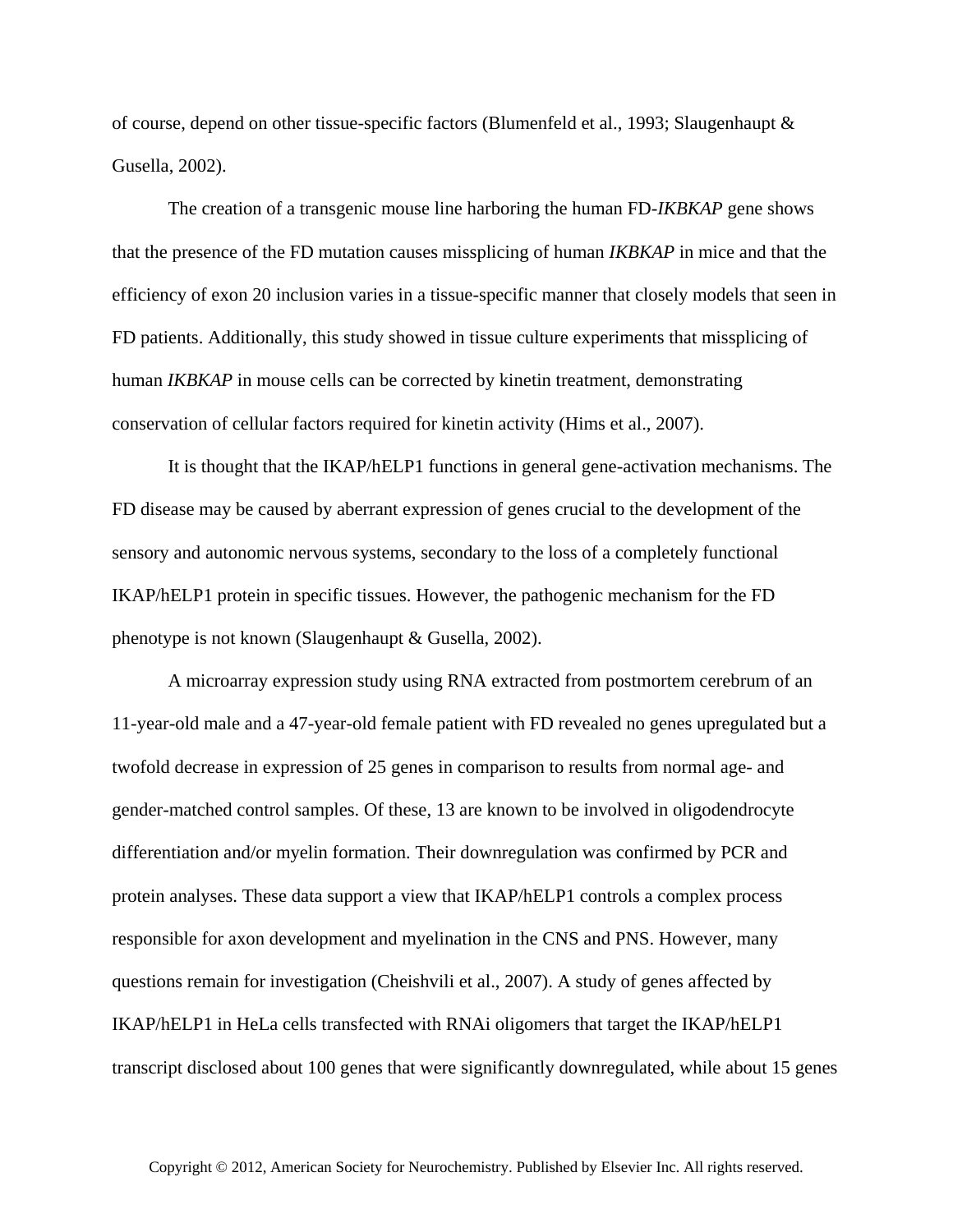of course, depend on other tissue-specific factors (Blumenfeld et al., 1993; Slaugenhaupt & Gusella, 2002).

The creation of a transgenic mouse line harboring the human FD-*IKBKAP* gene shows that the presence of the FD mutation causes missplicing of human *IKBKAP* in mice and that the efficiency of exon 20 inclusion varies in a tissue-specific manner that closely models that seen in FD patients. Additionally, this study showed in tissue culture experiments that missplicing of human *IKBKAP* in mouse cells can be corrected by kinetin treatment, demonstrating conservation of cellular factors required for kinetin activity (Hims et al., 2007).

It is thought that the IKAP/hELP1 functions in general gene-activation mechanisms. The FD disease may be caused by aberrant expression of genes crucial to the development of the sensory and autonomic nervous systems, secondary to the loss of a completely functional IKAP/hELP1 protein in specific tissues. However, the pathogenic mechanism for the FD phenotype is not known (Slaugenhaupt & Gusella, 2002).

A microarray expression study using RNA extracted from postmortem cerebrum of an 11-year-old male and a 47-year-old female patient with FD revealed no genes upregulated but a twofold decrease in expression of 25 genes in comparison to results from normal age- and gender-matched control samples. Of these, 13 are known to be involved in oligodendrocyte differentiation and/or myelin formation. Their downregulation was confirmed by PCR and protein analyses. These data support a view that IKAP/hELP1 controls a complex process responsible for axon development and myelination in the CNS and PNS. However, many questions remain for investigation (Cheishvili et al., 2007). A study of genes affected by IKAP/hELP1 in HeLa cells transfected with RNAi oligomers that target the IKAP/hELP1 transcript disclosed about 100 genes that were significantly downregulated, while about 15 genes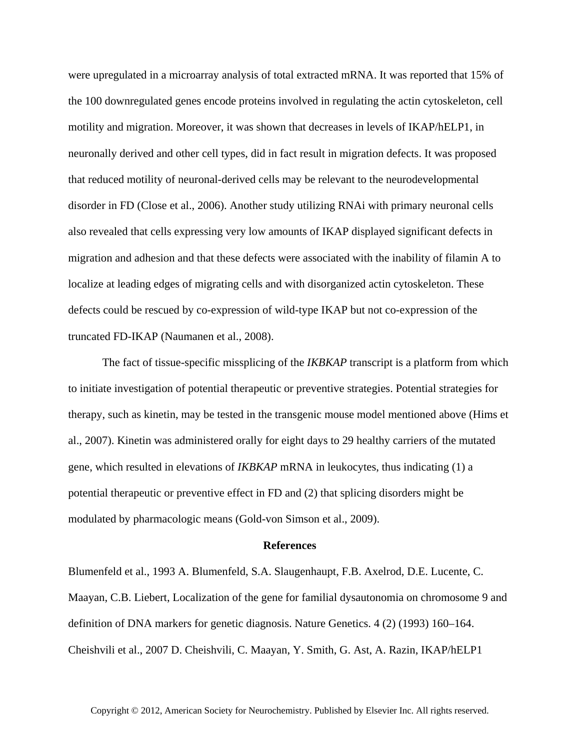were upregulated in a microarray analysis of total extracted mRNA. It was reported that 15% of the 100 downregulated genes encode proteins involved in regulating the actin cytoskeleton, cell motility and migration. Moreover, it was shown that decreases in levels of IKAP/hELP1, in neuronally derived and other cell types, did in fact result in migration defects. It was proposed that reduced motility of neuronal-derived cells may be relevant to the neurodevelopmental disorder in FD (Close et al., 2006). Another study utilizing RNAi with primary neuronal cells also revealed that cells expressing very low amounts of IKAP displayed significant defects in migration and adhesion and that these defects were associated with the inability of filamin A to localize at leading edges of migrating cells and with disorganized actin cytoskeleton. These defects could be rescued by co-expression of wild-type IKAP but not co-expression of the truncated FD-IKAP (Naumanen et al., 2008).

The fact of tissue-specific missplicing of the *IKBKAP* transcript is a platform from which to initiate investigation of potential therapeutic or preventive strategies. Potential strategies for therapy, such as kinetin, may be tested in the transgenic mouse model mentioned above (Hims et al., 2007). Kinetin was administered orally for eight days to 29 healthy carriers of the mutated gene, which resulted in elevations of *IKBKAP* mRNA in leukocytes, thus indicating (1) a potential therapeutic or preventive effect in FD and (2) that splicing disorders might be modulated by pharmacologic means (Gold-von Simson et al., 2009).

## References

Blumenfeld et al., 1993 A. Blumenfeld, S.A. Slaugenhaupt, F.B. Axelrod, D.E. Lucente, C. Maayan, C.B. Liebert, Localization of the gene for familial dysautonomia on chromosome 9 and definition of DNA markers for genetic diagnosis. Nature Genetics. 4 (2) (1993) 160–164.

Cheishvili et al., 2007 D. Cheishvili, C. Maayan, Y. Smith, G. Ast, A. Razin, IKAP/hELP1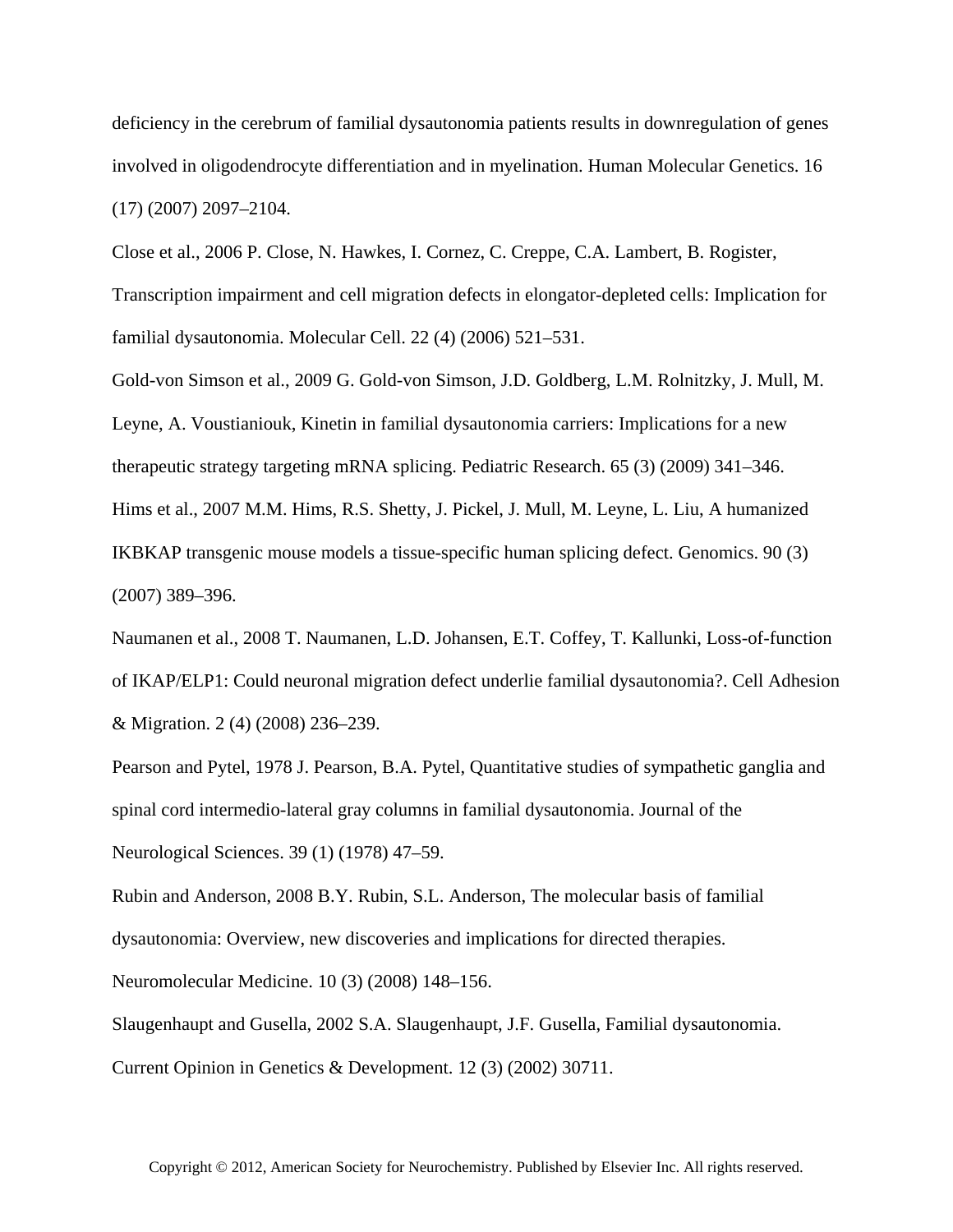deficiency in the cerebrum of familial dysautonomia patients results in downregulation of genes involved in oligodendrocyte differentiation and in myelination. Human Molecular Genetics. 16 (17) (2007) 2097–2104.

Close et al., 2006 P. Close, N. Hawkes, I. Cornez, C. Creppe, C.A. Lambert, B. Rogister, Transcription impairment and cell migration defects in elongator-depleted cells: Implication for familial dysautonomia. Molecular Cell. 22 (4) (2006) 521–531.

Gold-von Simson et al., 2009 G. Gold-von Simson, J.D. Goldberg, L.M. Rolnitzky, J. Mull, M. Leyne, A. Voustianiouk, Kinetin in familial dysautonomia carriers: Implications for a new therapeutic strategy targeting mRNA splicing. Pediatric Research. 65 (3) (2009) 341–346.

Hims et al., 2007 M.M. Hims, R.S. Shetty, J. Pickel, J. Mull, M. Leyne, L. Liu, A humanized IKBKAP transgenic mouse models a tissue-specific human splicing defect. Genomics. 90 (3) (2007) 389–396.

Naumanen et al., 2008 T. Naumanen, L.D. Johansen, E.T. Coffey, T. Kallunki, Loss-of-function of IKAP/ELP1: Could neuronal migration defect underlie familial dysautonomia?. Cell Adhesion & Migration. 2 (4) (2008) 236–239.

Pearson and Pytel, 1978 J. Pearson, B.A. Pytel, Quantitative studies of sympathetic ganglia and spinal cord intermedio-lateral gray columns in familial dysautonomia. Journal of the Neurological Sciences. 39 (1) (1978) 47–59.

Rubin and Anderson, 2008 B.Y. Rubin, S.L. Anderson, The molecular basis of familial dysautonomia: Overview, new discoveries and implications for directed therapies. Neuromolecular Medicine. 10 (3) (2008) 148–156.

Slaugenhaupt and Gusella, 2002 S.A. Slaugenhaupt, J.F. Gusella, Familial dysautonomia. Current Opinion in Genetics & Development. 12 (3) (2002) 30711.

Copyright © 2012, American Society for Neurochemistry. Published by Elsevier Inc. All rights reserved.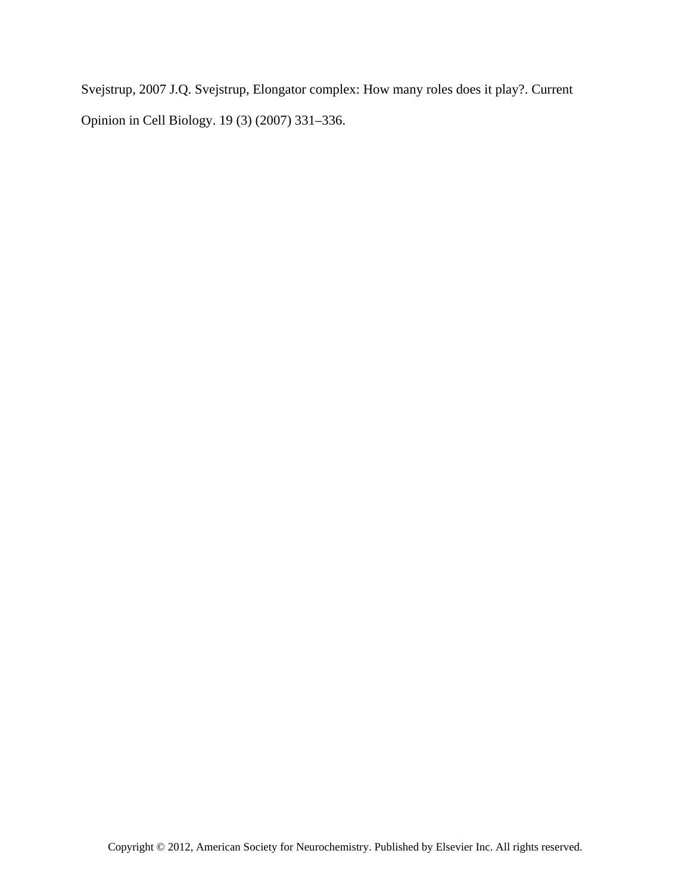Svejstrup, 2007 J.Q. Svejstrup, Elongator complex: How many roles does it play?. Current Opinion in Cell Biology. 19 (3) (2007) 331–336.

Copyright © 2012, American Society for Neurochemistry. Published by Elsevier Inc. All rights reserved.